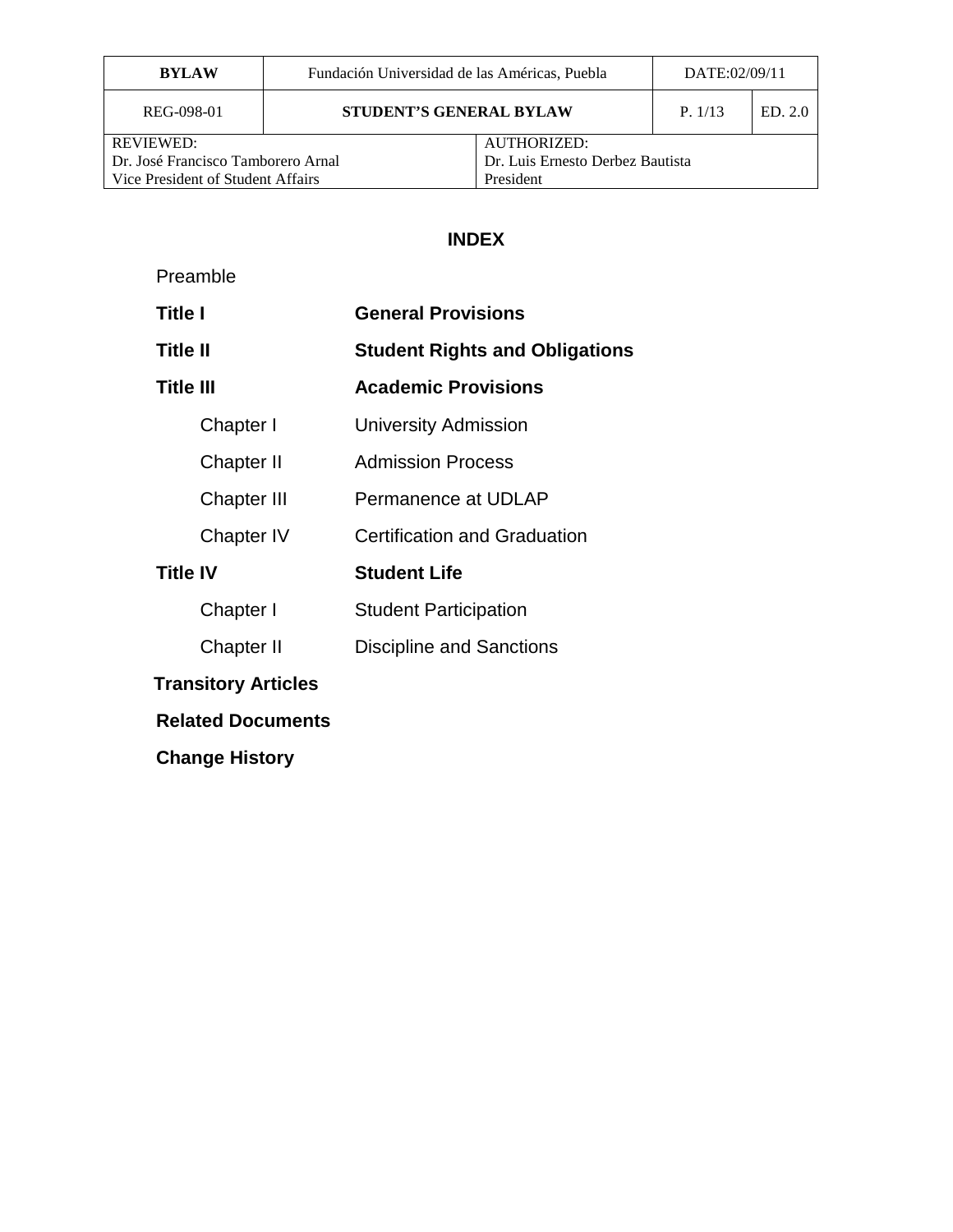## INDEX

Preamble

| | |
|---|---|
| **Title I** | **General Provisions** |
| **Title II** | **Student Rights and Obligations** |
| **Title III** | **Academic Provisions** |
| Chapter I | University Admission |
| Chapter II | Admission Process |
| Chapter III | Permanence at UDLAP |
| Chapter IV | Certification and Graduation |
| **Title IV** | **Student Life** |
| Chapter I | Student Participation |
| Chapter II | Discipline and Sanctions |

**Transitory Articles**

**Related Documents**

**Change History**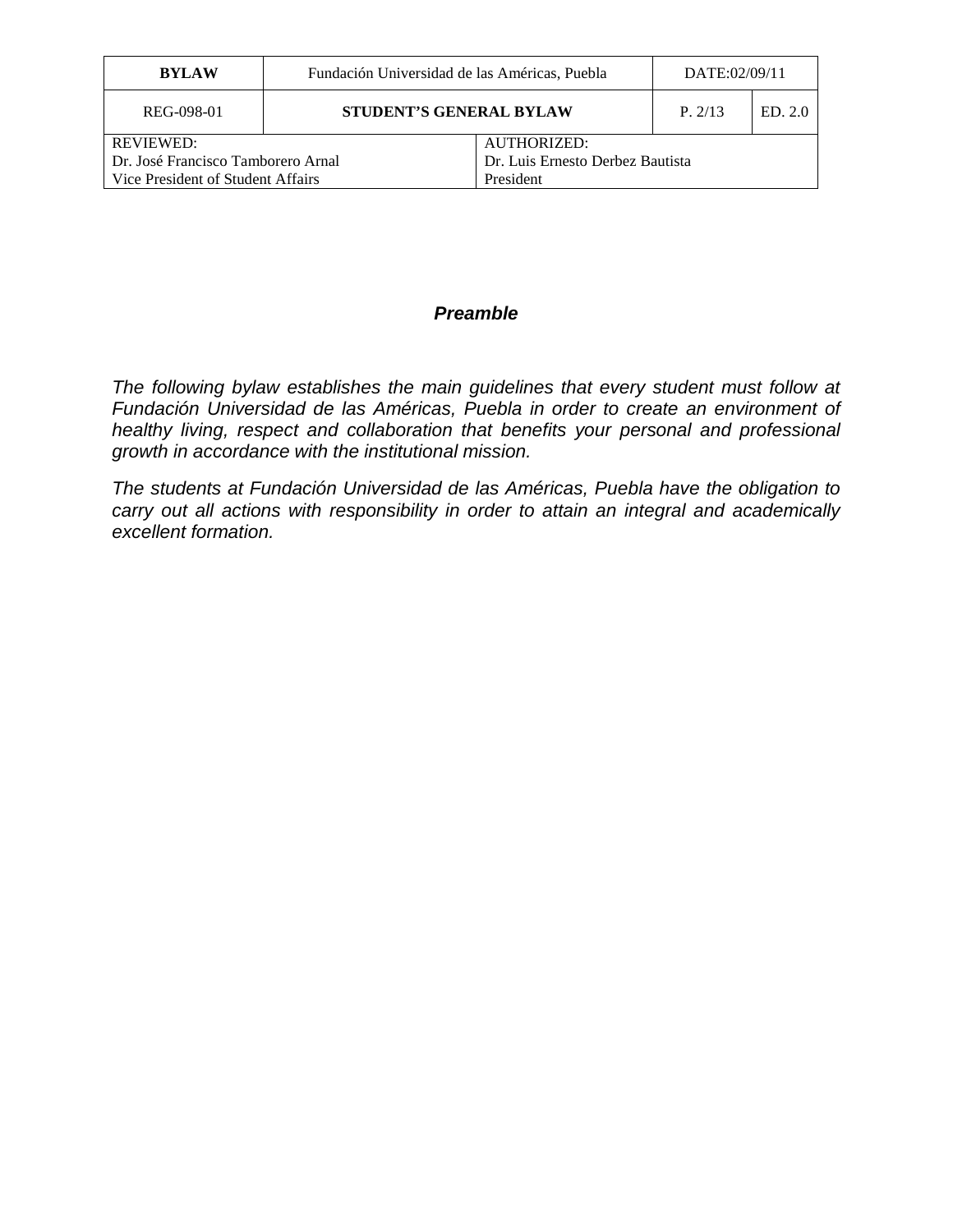## *Preamble*

*The following bylaw establishes the main guidelines that every student must follow at Fundación Universidad de las Américas, Puebla in order to create an environment of healthy living, respect and collaboration that benefits your personal and professional growth in accordance with the institutional mission.*

*The students at Fundación Universidad de las Américas, Puebla have the obligation to carry out all actions with responsibility in order to attain an integral and academically excellent formation.*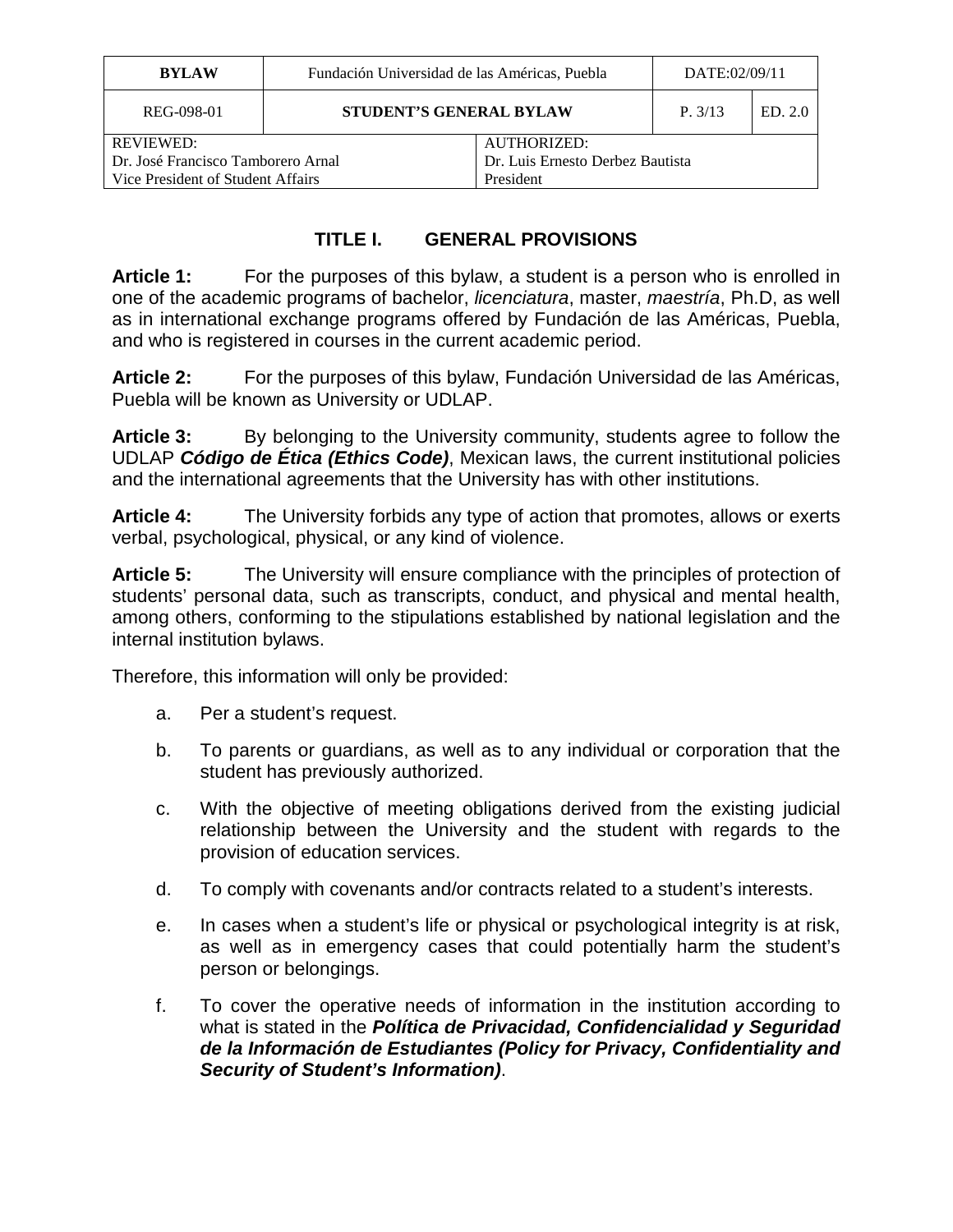# TITLE I. GENERAL PROVISIONS

**Article 1:** For the purposes of this bylaw, a student is a person who is enrolled in one of the academic programs of bachelor, *licenciatura*, master, *maestría*, Ph.D, as well as in international exchange programs offered by Fundación de las Américas, Puebla, and who is registered in courses in the current academic period.

**Article 2:** For the purposes of this bylaw, Fundación Universidad de las Américas, Puebla will be known as University or UDLAP.

**Article 3:** By belonging to the University community, students agree to follow the UDLAP ***Código de Ética (Ethics Code)***, Mexican laws, the current institutional policies and the international agreements that the University has with other institutions.

**Article 4:** The University forbids any type of action that promotes, allows or exerts verbal, psychological, physical, or any kind of violence.

**Article 5:** The University will ensure compliance with the principles of protection of students' personal data, such as transcripts, conduct, and physical and mental health, among others, conforming to the stipulations established by national legislation and the internal institution bylaws.

Therefore, this information will only be provided:

a. Per a student's request.

b. To parents or guardians, as well as to any individual or corporation that the student has previously authorized.

c. With the objective of meeting obligations derived from the existing judicial relationship between the University and the student with regards to the provision of education services.

d. To comply with covenants and/or contracts related to a student's interests.

e. In cases when a student's life or physical or psychological integrity is at risk, as well as in emergency cases that could potentially harm the student's person or belongings.

f. To cover the operative needs of information in the institution according to what is stated in the ***Política de Privacidad, Confidencialidad y Seguridad de la Información de Estudiantes (Policy for Privacy, Confidentiality and Security of Student's Information)***.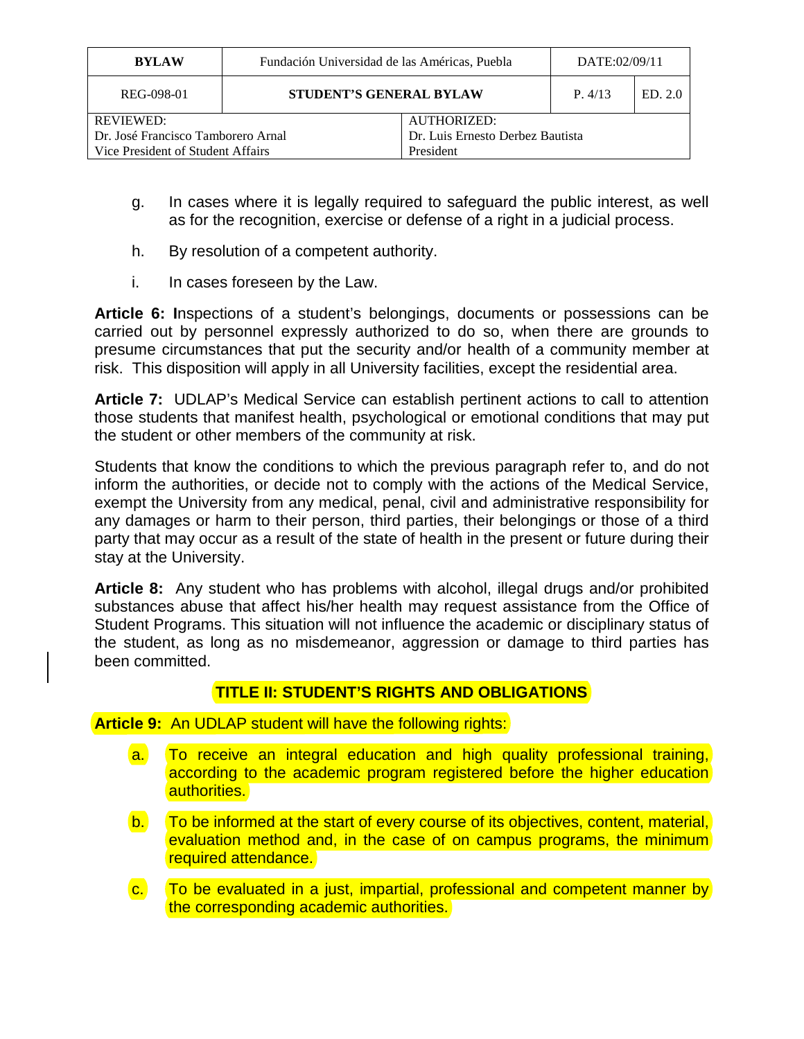g. In cases where it is legally required to safeguard the public interest, as well as for the recognition, exercise or defense of a right in a judicial process.

h. By resolution of a competent authority.

i. In cases foreseen by the Law.

**Article 6: I**nspections of a student's belongings, documents or possessions can be carried out by personnel expressly authorized to do so, when there are grounds to presume circumstances that put the security and/or health of a community member at risk. This disposition will apply in all University facilities, except the residential area.

**Article 7:** UDLAP's Medical Service can establish pertinent actions to call to attention those students that manifest health, psychological or emotional conditions that may put the student or other members of the community at risk.

Students that know the conditions to which the previous paragraph refer to, and do not inform the authorities, or decide not to comply with the actions of the Medical Service, exempt the University from any medical, penal, civil and administrative responsibility for any damages or harm to their person, third parties, their belongings or those of a third party that may occur as a result of the state of health in the present or future during their stay at the University.

**Article 8:** Any student who has problems with alcohol, illegal drugs and/or prohibited substances abuse that affect his/her health may request assistance from the Office of Student Programs. This situation will not influence the academic or disciplinary status of the student, as long as no misdemeanor, aggression or damage to third parties has been committed.

## TITLE II: STUDENT'S RIGHTS AND OBLIGATIONS

**Article 9:** An UDLAP student will have the following rights:

a. To receive an integral education and high quality professional training, according to the academic program registered before the higher education authorities.

b. To be informed at the start of every course of its objectives, content, material, evaluation method and, in the case of on campus programs, the minimum required attendance.

c. To be evaluated in a just, impartial, professional and competent manner by the corresponding academic authorities.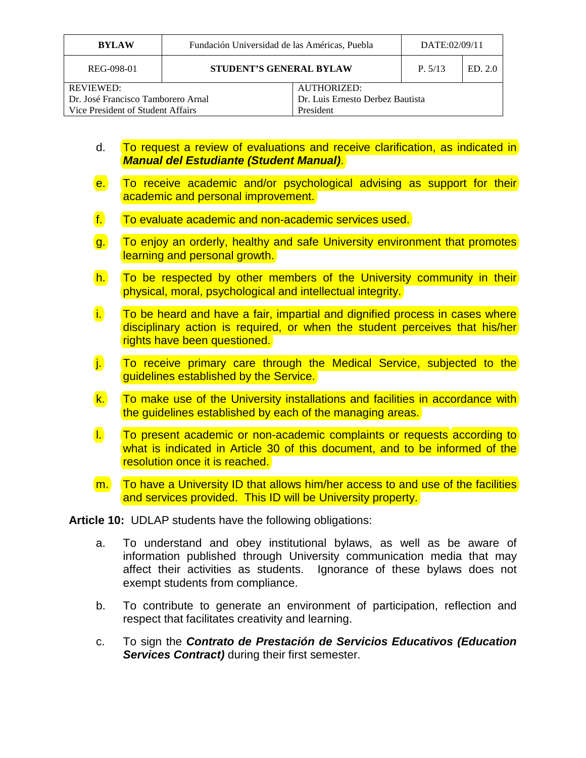d. To request a review of evaluations and receive clarification, as indicated in ***Manual del Estudiante (Student Manual)***.

e. To receive academic and/or psychological advising as support for their academic and personal improvement.

f. To evaluate academic and non-academic services used.

g. To enjoy an orderly, healthy and safe University environment that promotes learning and personal growth.

h. To be respected by other members of the University community in their physical, moral, psychological and intellectual integrity.

i. To be heard and have a fair, impartial and dignified process in cases where disciplinary action is required, or when the student perceives that his/her rights have been questioned.

j. To receive primary care through the Medical Service, subjected to the guidelines established by the Service.

k. To make use of the University installations and facilities in accordance with the guidelines established by each of the managing areas.

l. To present academic or non-academic complaints or requests according to what is indicated in Article 30 of this document, and to be informed of the resolution once it is reached.

m. To have a University ID that allows him/her access to and use of the facilities and services provided. This ID will be University property.

**Article 10:** UDLAP students have the following obligations:

a. To understand and obey institutional bylaws, as well as be aware of information published through University communication media that may affect their activities as students. Ignorance of these bylaws does not exempt students from compliance.

b. To contribute to generate an environment of participation, reflection and respect that facilitates creativity and learning.

c. To sign the ***Contrato de Prestación de Servicios Educativos (Education Services Contract)*** during their first semester.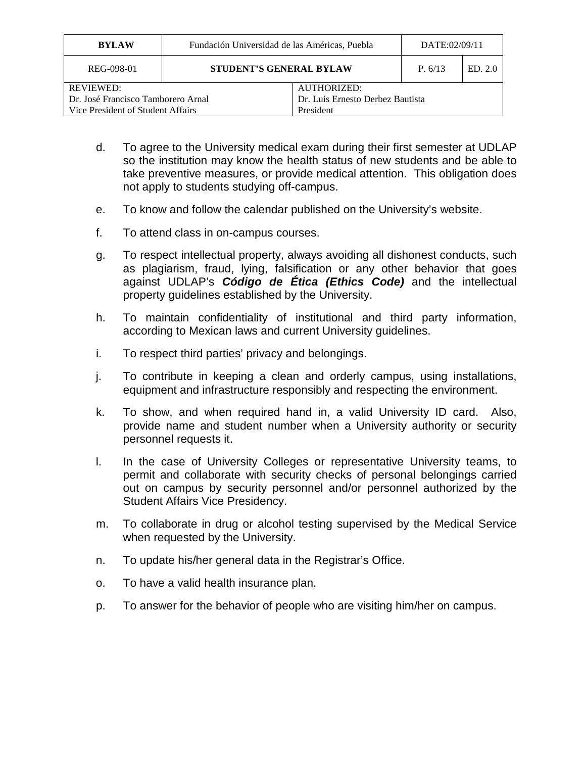d. To agree to the University medical exam during their first semester at UDLAP so the institution may know the health status of new students and be able to take preventive measures, or provide medical attention. This obligation does not apply to students studying off-campus.

e. To know and follow the calendar published on the University's website.

f. To attend class in on-campus courses.

g. To respect intellectual property, always avoiding all dishonest conducts, such as plagiarism, fraud, lying, falsification or any other behavior that goes against UDLAP's ***Código de Ética (Ethics Code)*** and the intellectual property guidelines established by the University.

h. To maintain confidentiality of institutional and third party information, according to Mexican laws and current University guidelines.

i. To respect third parties' privacy and belongings.

j. To contribute in keeping a clean and orderly campus, using installations, equipment and infrastructure responsibly and respecting the environment.

k. To show, and when required hand in, a valid University ID card. Also, provide name and student number when a University authority or security personnel requests it.

l. In the case of University Colleges or representative University teams, to permit and collaborate with security checks of personal belongings carried out on campus by security personnel and/or personnel authorized by the Student Affairs Vice Presidency.

m. To collaborate in drug or alcohol testing supervised by the Medical Service when requested by the University.

n. To update his/her general data in the Registrar's Office.

o. To have a valid health insurance plan.

p. To answer for the behavior of people who are visiting him/her on campus.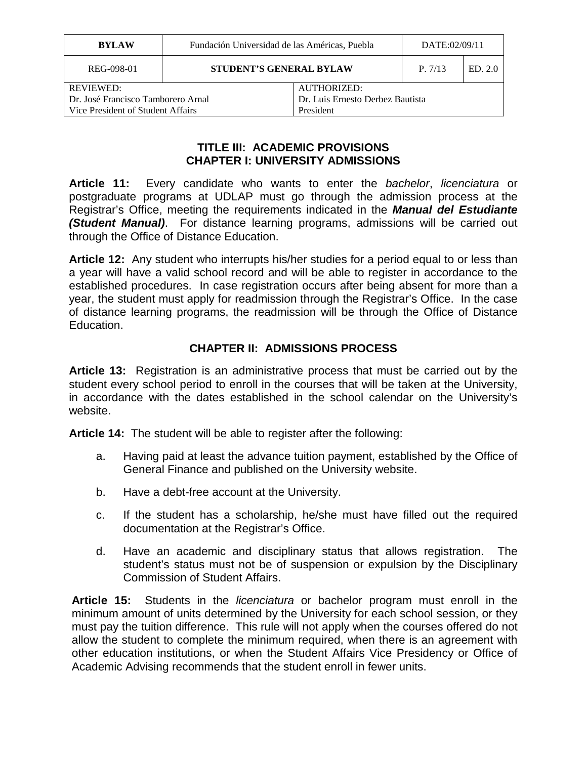## TITLE III: ACADEMIC PROVISIONS
## CHAPTER I: UNIVERSITY ADMISSIONS

**Article 11:** Every candidate who wants to enter the *bachelor*, *licenciatura* or postgraduate programs at UDLAP must go through the admission process at the Registrar's Office, meeting the requirements indicated in the ***Manual del Estudiante (Student Manual)***. For distance learning programs, admissions will be carried out through the Office of Distance Education.

**Article 12:** Any student who interrupts his/her studies for a period equal to or less than a year will have a valid school record and will be able to register in accordance to the established procedures. In case registration occurs after being absent for more than a year, the student must apply for readmission through the Registrar's Office. In the case of distance learning programs, the readmission will be through the Office of Distance Education.

## CHAPTER II: ADMISSIONS PROCESS

**Article 13:** Registration is an administrative process that must be carried out by the student every school period to enroll in the courses that will be taken at the University, in accordance with the dates established in the school calendar on the University's website.

**Article 14:** The student will be able to register after the following:

a. Having paid at least the advance tuition payment, established by the Office of General Finance and published on the University website.

b. Have a debt-free account at the University.

c. If the student has a scholarship, he/she must have filled out the required documentation at the Registrar's Office.

d. Have an academic and disciplinary status that allows registration. The student's status must not be of suspension or expulsion by the Disciplinary Commission of Student Affairs.

**Article 15:** Students in the *licenciatura* or bachelor program must enroll in the minimum amount of units determined by the University for each school session, or they must pay the tuition difference. This rule will not apply when the courses offered do not allow the student to complete the minimum required, when there is an agreement with other education institutions, or when the Student Affairs Vice Presidency or Office of Academic Advising recommends that the student enroll in fewer units.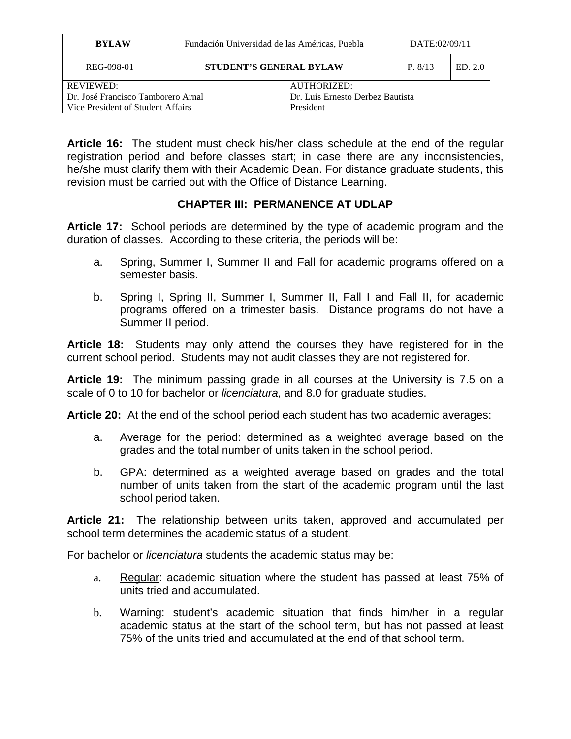**Article 16:** The student must check his/her class schedule at the end of the regular registration period and before classes start; in case there are any inconsistencies, he/she must clarify them with their Academic Dean. For distance graduate students, this revision must be carried out with the Office of Distance Learning.

## CHAPTER III: PERMANENCE AT UDLAP

**Article 17:** School periods are determined by the type of academic program and the duration of classes. According to these criteria, the periods will be:

a. Spring, Summer I, Summer II and Fall for academic programs offered on a semester basis.

b. Spring I, Spring II, Summer I, Summer II, Fall I and Fall II, for academic programs offered on a trimester basis. Distance programs do not have a Summer II period.

**Article 18:** Students may only attend the courses they have registered for in the current school period. Students may not audit classes they are not registered for.

**Article 19:** The minimum passing grade in all courses at the University is 7.5 on a scale of 0 to 10 for bachelor or *licenciatura,* and 8.0 for graduate studies.

**Article 20:** At the end of the school period each student has two academic averages:

a. Average for the period: determined as a weighted average based on the grades and the total number of units taken in the school period.

b. GPA: determined as a weighted average based on grades and the total number of units taken from the start of the academic program until the last school period taken.

**Article 21:** The relationship between units taken, approved and accumulated per school term determines the academic status of a student.

For bachelor or *licenciatura* students the academic status may be:

a. Regular: academic situation where the student has passed at least 75% of units tried and accumulated.

b. Warning: student's academic situation that finds him/her in a regular academic status at the start of the school term, but has not passed at least 75% of the units tried and accumulated at the end of that school term.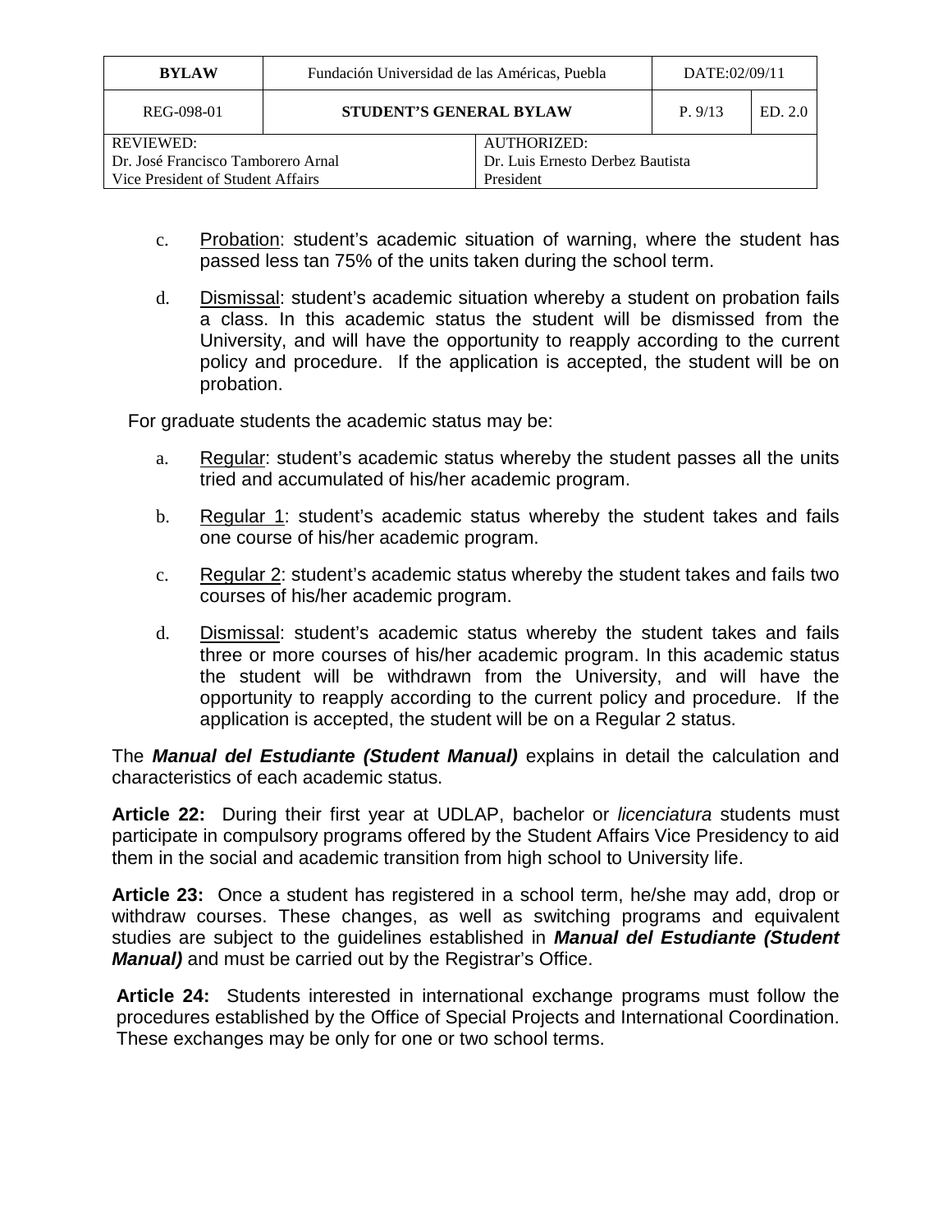c. Probation: student's academic situation of warning, where the student has passed less tan 75% of the units taken during the school term.

d. Dismissal: student's academic situation whereby a student on probation fails a class. In this academic status the student will be dismissed from the University, and will have the opportunity to reapply according to the current policy and procedure. If the application is accepted, the student will be on probation.

For graduate students the academic status may be:

a. Regular: student's academic status whereby the student passes all the units tried and accumulated of his/her academic program.

b. Regular 1: student's academic status whereby the student takes and fails one course of his/her academic program.

c. Regular 2: student's academic status whereby the student takes and fails two courses of his/her academic program.

d. Dismissal: student's academic status whereby the student takes and fails three or more courses of his/her academic program. In this academic status the student will be withdrawn from the University, and will have the opportunity to reapply according to the current policy and procedure. If the application is accepted, the student will be on a Regular 2 status.

The ***Manual del Estudiante (Student Manual)*** explains in detail the calculation and characteristics of each academic status.

**Article 22:** During their first year at UDLAP, bachelor or *licenciatura* students must participate in compulsory programs offered by the Student Affairs Vice Presidency to aid them in the social and academic transition from high school to University life.

**Article 23:** Once a student has registered in a school term, he/she may add, drop or withdraw courses. These changes, as well as switching programs and equivalent studies are subject to the guidelines established in ***Manual del Estudiante (Student Manual)*** and must be carried out by the Registrar's Office.

**Article 24:** Students interested in international exchange programs must follow the procedures established by the Office of Special Projects and International Coordination. These exchanges may be only for one or two school terms.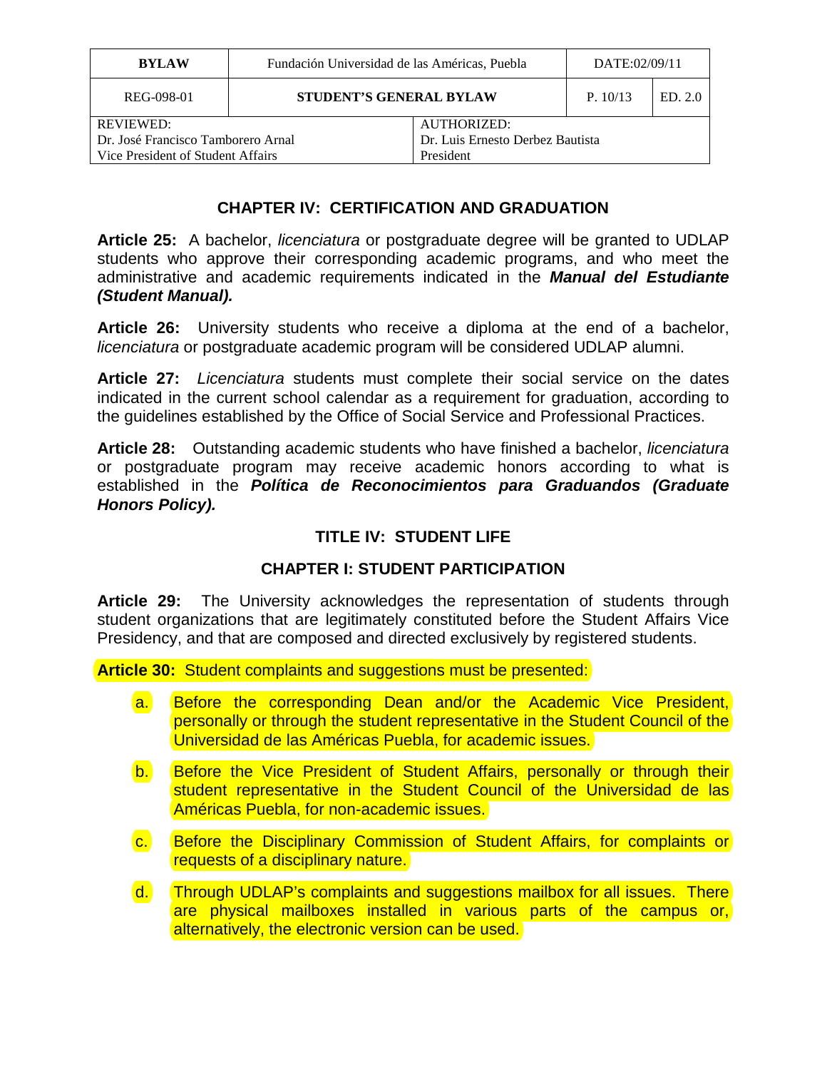## CHAPTER IV: CERTIFICATION AND GRADUATION

**Article 25:** A bachelor, *licenciatura* or postgraduate degree will be granted to UDLAP students who approve their corresponding academic programs, and who meet the administrative and academic requirements indicated in the ***Manual del Estudiante (Student Manual).***

**Article 26:** University students who receive a diploma at the end of a bachelor, *licenciatura* or postgraduate academic program will be considered UDLAP alumni.

**Article 27:** *Licenciatura* students must complete their social service on the dates indicated in the current school calendar as a requirement for graduation, according to the guidelines established by the Office of Social Service and Professional Practices.

**Article 28:** Outstanding academic students who have finished a bachelor, *licenciatura* or postgraduate program may receive academic honors according to what is established in the ***Política de Reconocimientos para Graduandos (Graduate Honors Policy).***

# TITLE IV: STUDENT LIFE

## CHAPTER I: STUDENT PARTICIPATION

**Article 29:** The University acknowledges the representation of students through student organizations that are legitimately constituted before the Student Affairs Vice Presidency, and that are composed and directed exclusively by registered students.

**Article 30:** Student complaints and suggestions must be presented:

a. Before the corresponding Dean and/or the Academic Vice President, personally or through the student representative in the Student Council of the Universidad de las Américas Puebla, for academic issues.

b. Before the Vice President of Student Affairs, personally or through their student representative in the Student Council of the Universidad de las Américas Puebla, for non-academic issues.

c. Before the Disciplinary Commission of Student Affairs, for complaints or requests of a disciplinary nature.

d. Through UDLAP's complaints and suggestions mailbox for all issues. There are physical mailboxes installed in various parts of the campus or, alternatively, the electronic version can be used.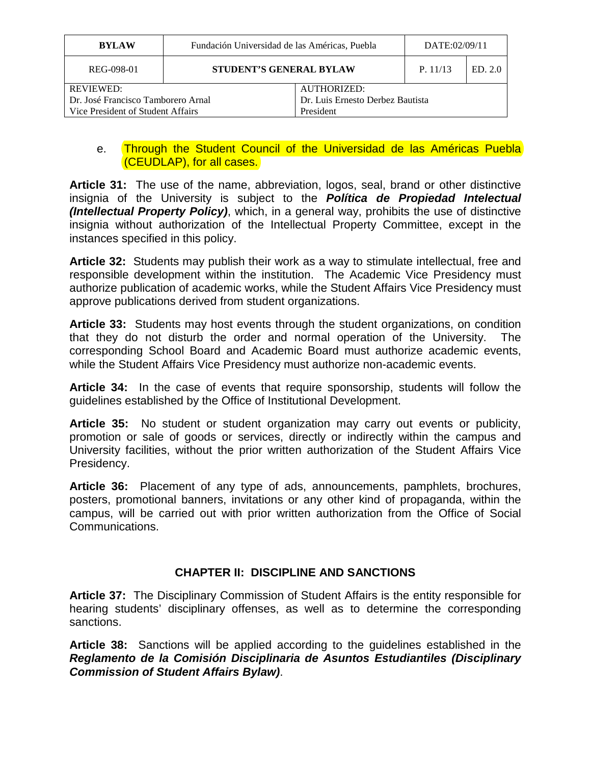e. Through the Student Council of the Universidad de las Américas Puebla (CEUDLAP), for all cases.

**Article 31:** The use of the name, abbreviation, logos, seal, brand or other distinctive insignia of the University is subject to the ***Política de Propiedad Intelectual (Intellectual Property Policy)***, which, in a general way, prohibits the use of distinctive insignia without authorization of the Intellectual Property Committee, except in the instances specified in this policy.

**Article 32:** Students may publish their work as a way to stimulate intellectual, free and responsible development within the institution. The Academic Vice Presidency must authorize publication of academic works, while the Student Affairs Vice Presidency must approve publications derived from student organizations.

**Article 33:** Students may host events through the student organizations, on condition that they do not disturb the order and normal operation of the University. The corresponding School Board and Academic Board must authorize academic events, while the Student Affairs Vice Presidency must authorize non-academic events.

**Article 34:** In the case of events that require sponsorship, students will follow the guidelines established by the Office of Institutional Development.

**Article 35:** No student or student organization may carry out events or publicity, promotion or sale of goods or services, directly or indirectly within the campus and University facilities, without the prior written authorization of the Student Affairs Vice Presidency.

**Article 36:** Placement of any type of ads, announcements, pamphlets, brochures, posters, promotional banners, invitations or any other kind of propaganda, within the campus, will be carried out with prior written authorization from the Office of Social Communications.

## CHAPTER II: DISCIPLINE AND SANCTIONS

**Article 37:** The Disciplinary Commission of Student Affairs is the entity responsible for hearing students' disciplinary offenses, as well as to determine the corresponding sanctions.

**Article 38:** Sanctions will be applied according to the guidelines established in the ***Reglamento de la Comisión Disciplinaria de Asuntos Estudiantiles (Disciplinary Commission of Student Affairs Bylaw)***.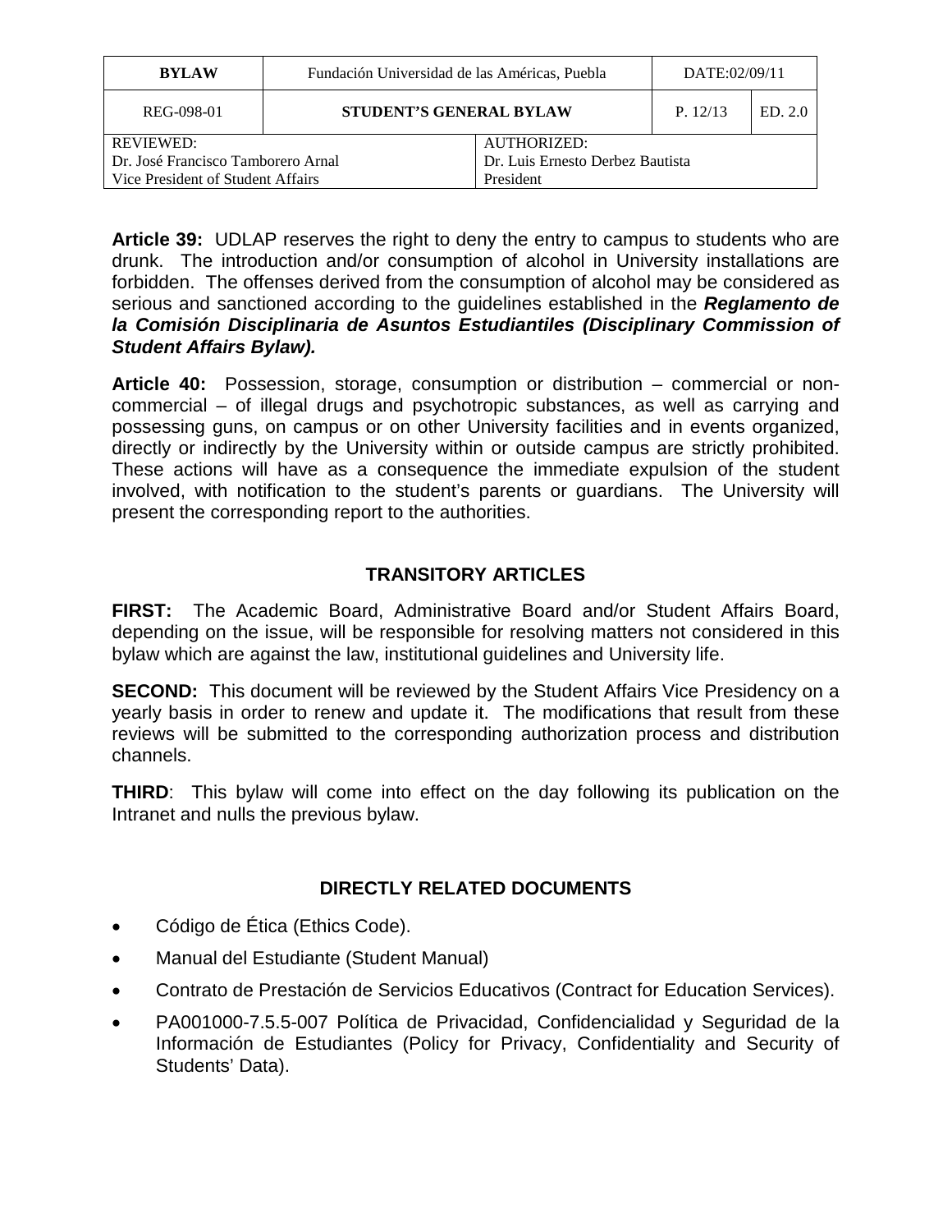**Article 39:** UDLAP reserves the right to deny the entry to campus to students who are drunk. The introduction and/or consumption of alcohol in University installations are forbidden. The offenses derived from the consumption of alcohol may be considered as serious and sanctioned according to the guidelines established in the ***Reglamento de la Comisión Disciplinaria de Asuntos Estudiantiles (Disciplinary Commission of Student Affairs Bylaw).***

**Article 40:** Possession, storage, consumption or distribution – commercial or non-commercial – of illegal drugs and psychotropic substances, as well as carrying and possessing guns, on campus or on other University facilities and in events organized, directly or indirectly by the University within or outside campus are strictly prohibited. These actions will have as a consequence the immediate expulsion of the student involved, with notification to the student's parents or guardians. The University will present the corresponding report to the authorities.

## TRANSITORY ARTICLES

**FIRST:** The Academic Board, Administrative Board and/or Student Affairs Board, depending on the issue, will be responsible for resolving matters not considered in this bylaw which are against the law, institutional guidelines and University life.

**SECOND:** This document will be reviewed by the Student Affairs Vice Presidency on a yearly basis in order to renew and update it. The modifications that result from these reviews will be submitted to the corresponding authorization process and distribution channels.

**THIRD**: This bylaw will come into effect on the day following its publication on the Intranet and nulls the previous bylaw.

## DIRECTLY RELATED DOCUMENTS

- Código de Ética (Ethics Code).
- Manual del Estudiante (Student Manual)
- Contrato de Prestación de Servicios Educativos (Contract for Education Services).
- PA001000-7.5.5-007 Política de Privacidad, Confidencialidad y Seguridad de la Información de Estudiantes (Policy for Privacy, Confidentiality and Security of Students' Data).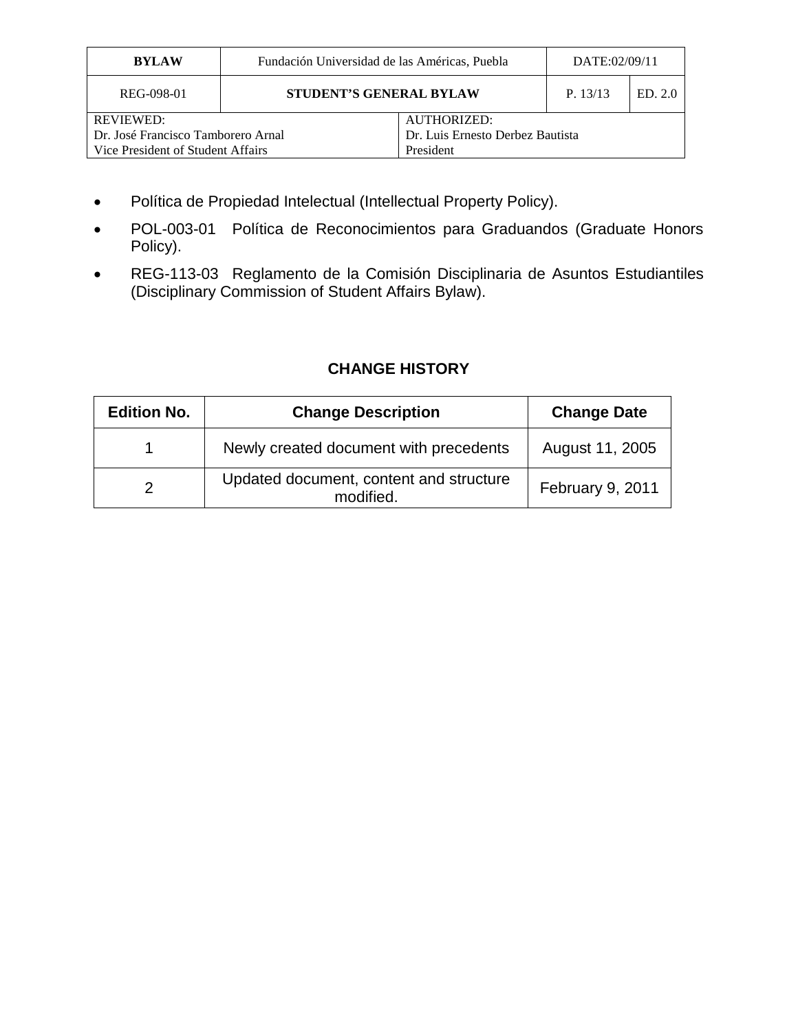- Política de Propiedad Intelectual (Intellectual Property Policy).
- POL-003-01 Política de Reconocimientos para Graduandos (Graduate Honors Policy).
- REG-113-03 Reglamento de la Comisión Disciplinaria de Asuntos Estudiantiles (Disciplinary Commission of Student Affairs Bylaw).

## CHANGE HISTORY

| Edition No. | Change Description | Change Date |
|---|---|---|
| 1 | Newly created document with precedents | August 11, 2005 |
| 2 | Updated document, content and structure modified. | February 9, 2011 |